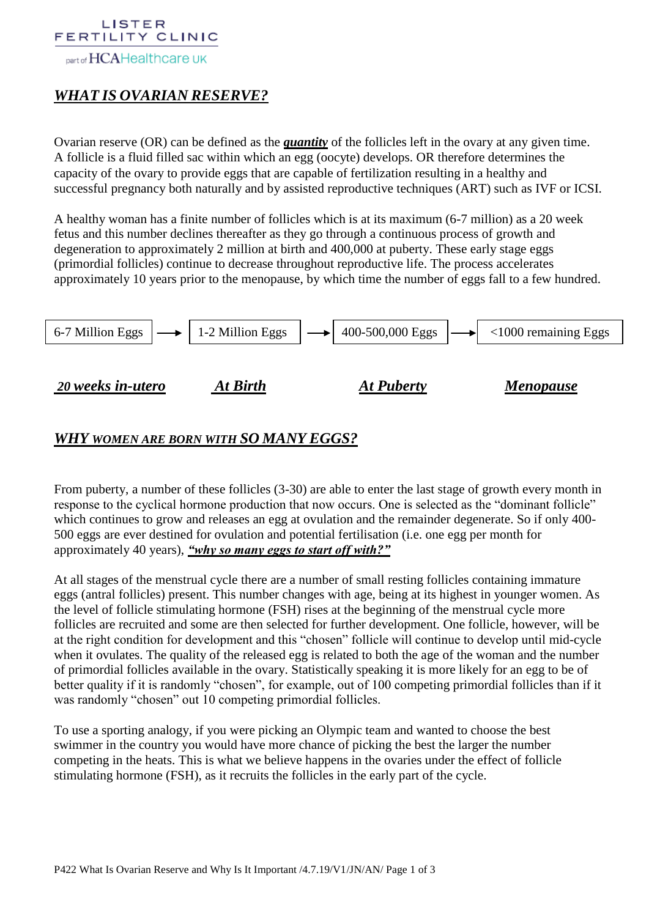LISTER FERTILITY CLINIC

part of HCAHealthcare UK

# ***WHAT IS OVARIAN RESERVE?***

Ovarian reserve (OR) can be defined as the ***quantity*** of the follicles left in the ovary at any given time. A follicle is a fluid filled sac within which an egg (oocyte) develops. OR therefore determines the capacity of the ovary to provide eggs that are capable of fertilization resulting in a healthy and successful pregnancy both naturally and by assisted reproductive techniques (ART) such as IVF or ICSI.

A healthy woman has a finite number of follicles which is at its maximum (6-7 million) as a 20 week fetus and this number declines thereafter as they go through a continuous process of growth and degeneration to approximately 2 million at birth and 400,000 at puberty. These early stage eggs (primordial follicles) continue to decrease throughout reproductive life. The process accelerates approximately 10 years prior to the menopause, by which time the number of eggs fall to a few hundred.

| 6-7 Million Eggs | → | 1-2 Million Eggs | → | 400-500,000 Eggs | → | <1000 remaining Eggs |
|---|---|---|---|---|---|---|
| ***20 weeks in-utero*** | | ***At Birth*** | | ***At Puberty*** | | ***Menopause*** |

# ***WHY WOMEN ARE BORN WITH SO MANY EGGS?***

From puberty, a number of these follicles (3-30) are able to enter the last stage of growth every month in response to the cyclical hormone production that now occurs. One is selected as the "dominant follicle" which continues to grow and releases an egg at ovulation and the remainder degenerate. So if only 400-500 eggs are ever destined for ovulation and potential fertilisation (i.e. one egg per month for approximately 40 years), ***"why so many eggs to start off with?"***

At all stages of the menstrual cycle there are a number of small resting follicles containing immature eggs (antral follicles) present. This number changes with age, being at its highest in younger women. As the level of follicle stimulating hormone (FSH) rises at the beginning of the menstrual cycle more follicles are recruited and some are then selected for further development. One follicle, however, will be at the right condition for development and this "chosen" follicle will continue to develop until mid-cycle when it ovulates. The quality of the released egg is related to both the age of the woman and the number of primordial follicles available in the ovary. Statistically speaking it is more likely for an egg to be of better quality if it is randomly "chosen", for example, out of 100 competing primordial follicles than if it was randomly "chosen" out 10 competing primordial follicles.

To use a sporting analogy, if you were picking an Olympic team and wanted to choose the best swimmer in the country you would have more chance of picking the best the larger the number competing in the heats. This is what we believe happens in the ovaries under the effect of follicle stimulating hormone (FSH), as it recruits the follicles in the early part of the cycle.

P422 What Is Ovarian Reserve and Why Is It Important /4.7.19/V1/JN/AN/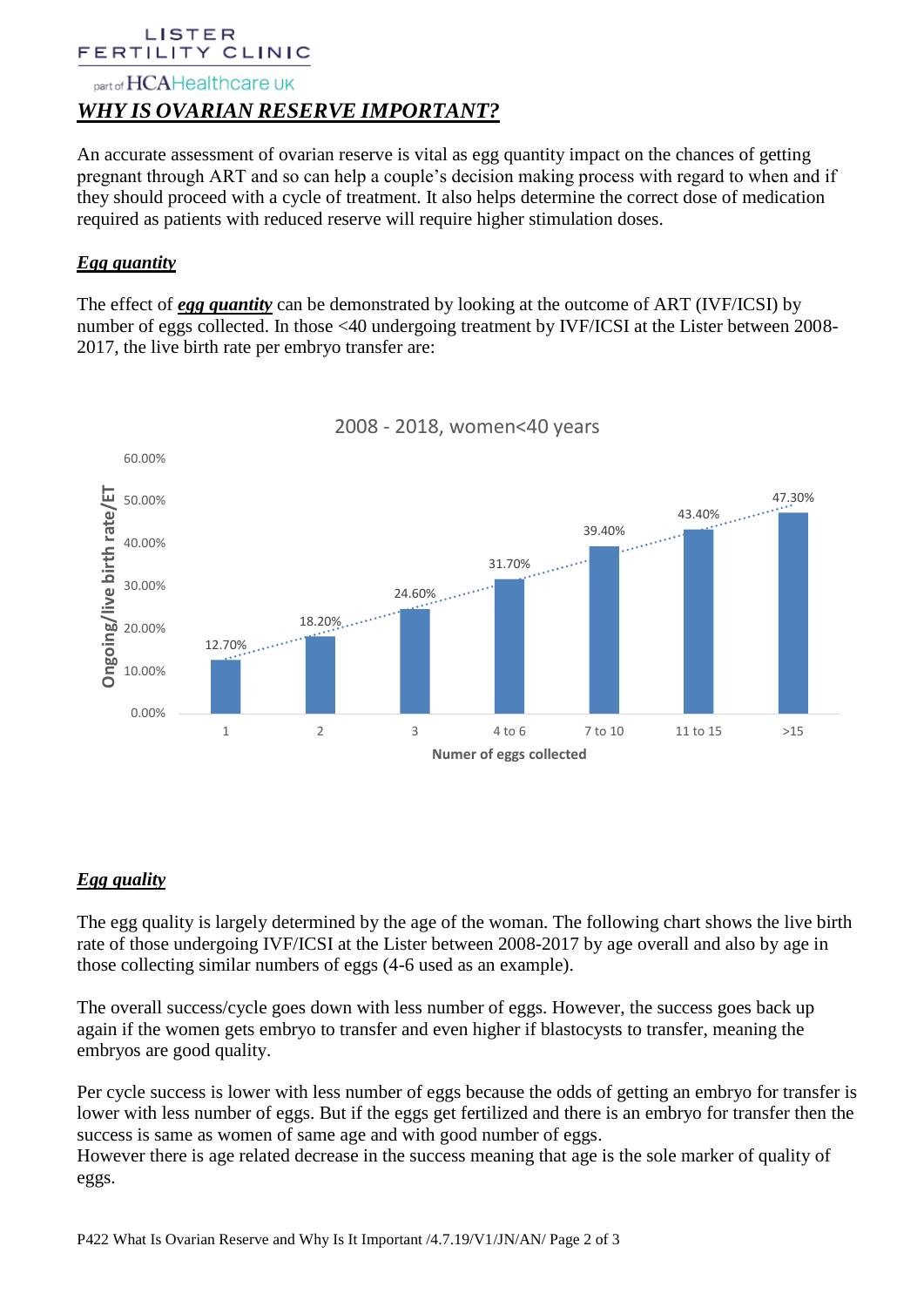# *WHY IS OVARIAN RESERVE IMPORTANT?*

An accurate assessment of ovarian reserve is vital as egg quantity impact on the chances of getting pregnant through ART and so can help a couple's decision making process with regard to when and if they should proceed with a cycle of treatment. It also helps determine the correct dose of medication required as patients with reduced reserve will require higher stimulation doses.

## ***Egg quantity***

The effect of ***egg quantity*** can be demonstrated by looking at the outcome of ART (IVF/ICSI) by number of eggs collected. In those <40 undergoing treatment by IVF/ICSI at the Lister between 2008-2017, the live birth rate per embryo transfer are:

2008 - 2018, women<40 years

| Numer of eggs collected | Ongoing/live birth rate/ET |
| --- | --- |
| 1 | 12.70% |
| 2 | 18.20% |
| 3 | 24.60% |
| 4 to 6 | 31.70% |
| 7 to 10 | 39.40% |
| 11 to 15 | 43.40% |
| >15 | 47.30% |

## ***Egg quality***

The egg quality is largely determined by the age of the woman. The following chart shows the live birth rate of those undergoing IVF/ICSI at the Lister between 2008-2017 by age overall and also by age in those collecting similar numbers of eggs (4-6 used as an example).

The overall success/cycle goes down with less number of eggs. However, the success goes back up again if the women gets embryo to transfer and even higher if blastocysts to transfer, meaning the embryos are good quality.

Per cycle success is lower with less number of eggs because the odds of getting an embryo for transfer is lower with less number of eggs. But if the eggs get fertilized and there is an embryo for transfer then the success is same as women of same age and with good number of eggs.
However there is age related decrease in the success meaning that age is the sole marker of quality of eggs.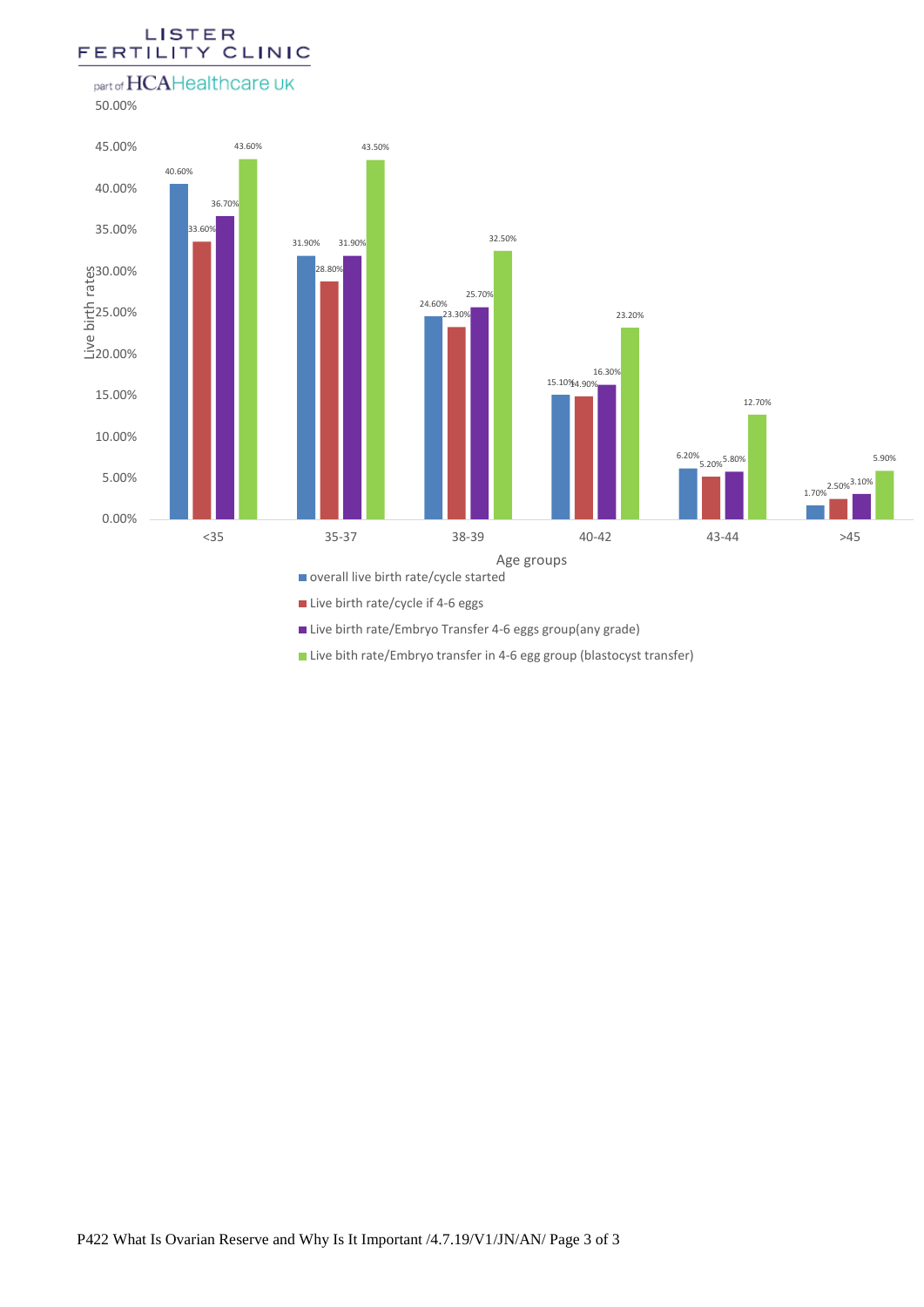**LISTER FERTILITY CLINIC**

part of HCAHealthcare UK

50.00%
45.00%
40.00%
35.00%
30.00%
25.00%
20.00%
15.00%
10.00%
5.00%
0.00%

Live birth rates

<35: 40.60% 33.60% 36.70% 43.60%

35-37: 31.90% 28.80% 31.90% 43.50%

38-39: 24.60% 23.30% 25.70% 32.50%

40-42: 15.10% 14.90% 16.30% 23.20%

43-44: 6.20% 5.20% 5.80% 12.70%

>45: 1.70% 2.50% 3.10% 5.90%

Age groups

- overall live birth rate/cycle started
- Live birth rate/cycle if 4-6 eggs
- Live birth rate/Embryo Transfer 4-6 eggs group(any grade)
- Live bith rate/Embryo transfer in 4-6 egg group (blastocyst transfer)

P422 What Is Ovarian Reserve and Why Is It Important /4.7.19/V1/JN/AN/